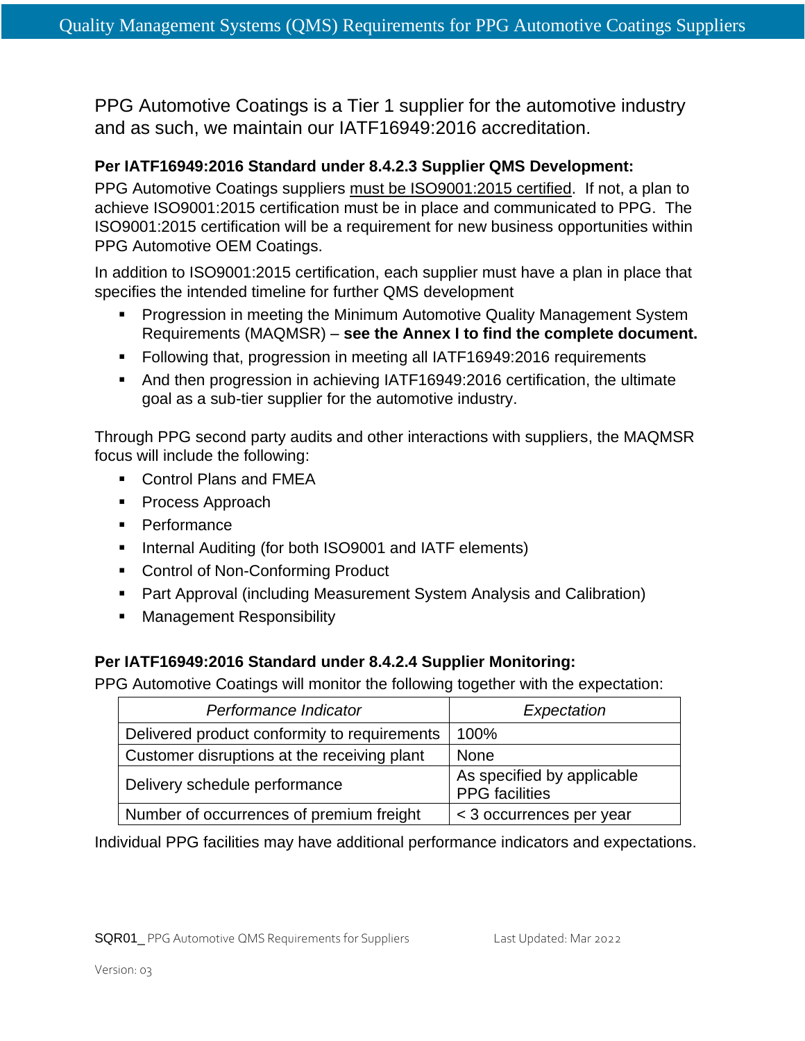# Quality Management Systems (QMS) Requirements for PPG Automotive Coatings Suppliers

PPG Automotive Coatings is a Tier 1 supplier for the automotive industry and as such, we maintain our IATF16949:2016 accreditation.

**Per IATF16949:2016 Standard under 8.4.2.3 Supplier QMS Development:**

PPG Automotive Coatings suppliers must be ISO9001:2015 certified. If not, a plan to achieve ISO9001:2015 certification must be in place and communicated to PPG. The ISO9001:2015 certification will be a requirement for new business opportunities within PPG Automotive OEM Coatings.

In addition to ISO9001:2015 certification, each supplier must have a plan in place that specifies the intended timeline for further QMS development

- Progression in meeting the Minimum Automotive Quality Management System Requirements (MAQMSR) – **see the Annex I to find the complete document.**
- Following that, progression in meeting all IATF16949:2016 requirements
- And then progression in achieving IATF16949:2016 certification, the ultimate goal as a sub-tier supplier for the automotive industry.

Through PPG second party audits and other interactions with suppliers, the MAQMSR focus will include the following:

- Control Plans and FMEA
- Process Approach
- Performance
- Internal Auditing (for both ISO9001 and IATF elements)
- Control of Non-Conforming Product
- Part Approval (including Measurement System Analysis and Calibration)
- Management Responsibility

**Per IATF16949:2016 Standard under 8.4.2.4 Supplier Monitoring:**

PPG Automotive Coatings will monitor the following together with the expectation:

| *Performance Indicator* | *Expectation* |
|---|---|
| Delivered product conformity to requirements | 100% |
| Customer disruptions at the receiving plant | None |
| Delivery schedule performance | As specified by applicable PPG facilities |
| Number of occurrences of premium freight | < 3 occurrences per year |

Individual PPG facilities may have additional performance indicators and expectations.

SQR01_ PPG Automotive QMS Requirements for Suppliers Last Updated: Mar 2022

Version: 03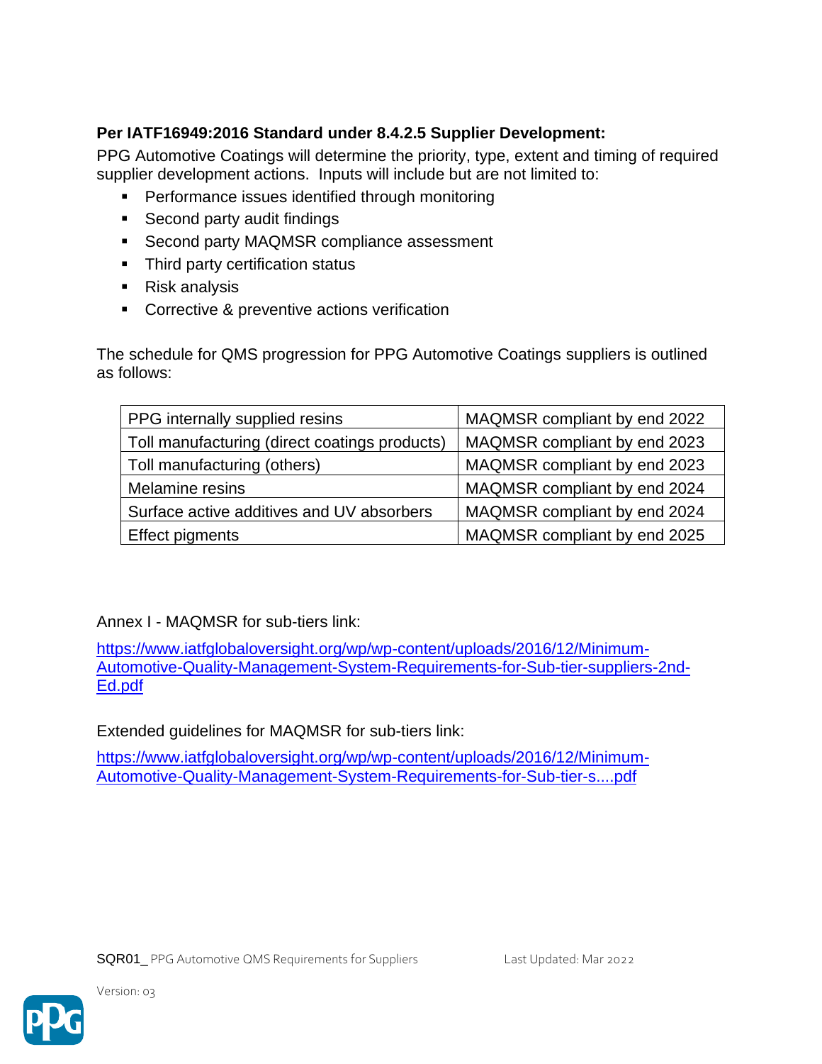**Per IATF16949:2016 Standard under 8.4.2.5 Supplier Development:**

PPG Automotive Coatings will determine the priority, type, extent and timing of required supplier development actions. Inputs will include but are not limited to:

- Performance issues identified through monitoring
- Second party audit findings
- Second party MAQMSR compliance assessment
- Third party certification status
- Risk analysis
- Corrective & preventive actions verification

The schedule for QMS progression for PPG Automotive Coatings suppliers is outlined as follows:

| | |
|---|---|
| PPG internally supplied resins | MAQMSR compliant by end 2022 |
| Toll manufacturing (direct coatings products) | MAQMSR compliant by end 2023 |
| Toll manufacturing (others) | MAQMSR compliant by end 2023 |
| Melamine resins | MAQMSR compliant by end 2024 |
| Surface active additives and UV absorbers | MAQMSR compliant by end 2024 |
| Effect pigments | MAQMSR compliant by end 2025 |

Annex I - MAQMSR for sub-tiers link:

https://www.iatfglobaloversight.org/wp/wp-content/uploads/2016/12/Minimum-Automotive-Quality-Management-System-Requirements-for-Sub-tier-suppliers-2nd-Ed.pdf

Extended guidelines for MAQMSR for sub-tiers link:

https://www.iatfglobaloversight.org/wp/wp-content/uploads/2016/12/Minimum-Automotive-Quality-Management-System-Requirements-for-Sub-tier-s....pdf